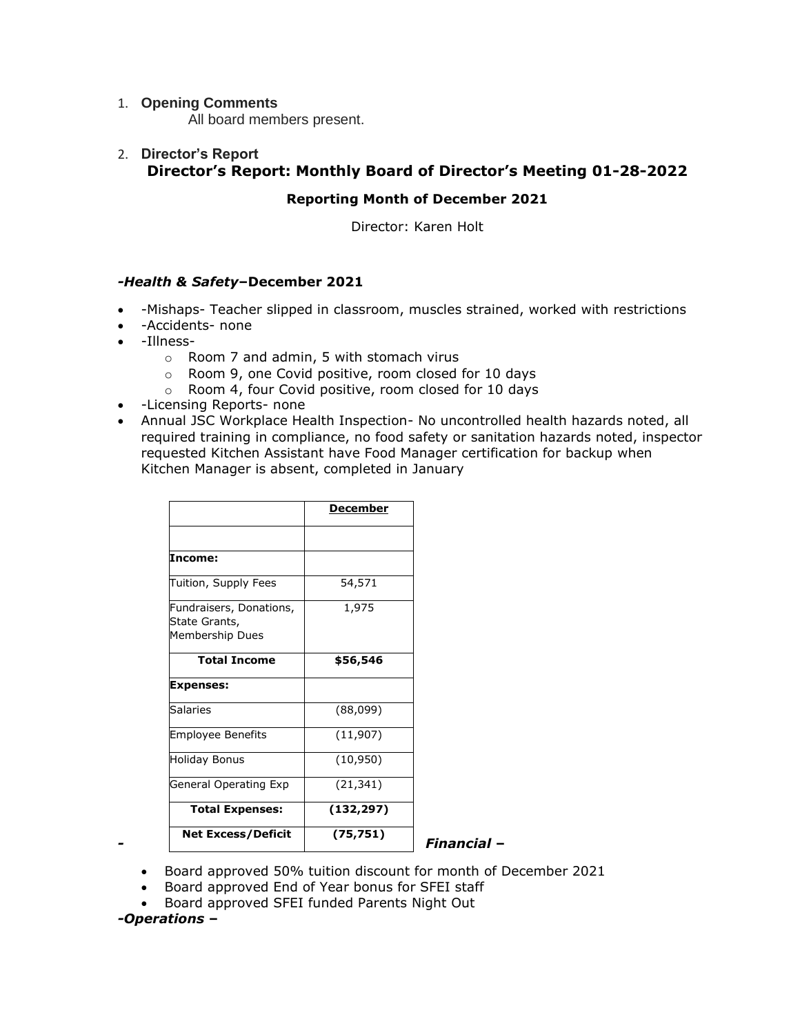1. **Opening Comments**

   All board members present.

2. **Director's Report**

## Director's Report: Monthly Board of Director's Meeting 01-28-2022

### Reporting Month of December 2021

Director: Karen Holt

### *-Health & Safety*–December 2021

- -Mishaps- Teacher slipped in classroom, muscles strained, worked with restrictions
- -Accidents- none
- -Illness-
  - Room 7 and admin, 5 with stomach virus
  - Room 9, one Covid positive, room closed for 10 days
  - Room 4, four Covid positive, room closed for 10 days
- -Licensing Reports- none
- Annual JSC Workplace Health Inspection- No uncontrolled health hazards noted, all required training in compliance, no food safety or sanitation hazards noted, inspector requested Kitchen Assistant have Food Manager certification for backup when Kitchen Manager is absent, completed in January

| | **December** |
|---|---|
| | |
| **Income:** | |
| Tuition, Supply Fees | 54,571 |
| Fundraisers, Donations, State Grants, Membership Dues | 1,975 |
| **Total Income** | **$56,546** |
| **Expenses:** | |
| Salaries | (88,099) |
| Employee Benefits | (11,907) |
| Holiday Bonus | (10,950) |
| General Operating Exp | (21,341) |
| **Total Expenses:** | **(132,297)** |
| **Net Excess/Deficit** | **(75,751)** |

### *-Financial –*

- Board approved 50% tuition discount for month of December 2021
- Board approved End of Year bonus for SFEI staff
- Board approved SFEI funded Parents Night Out

### *-Operations –*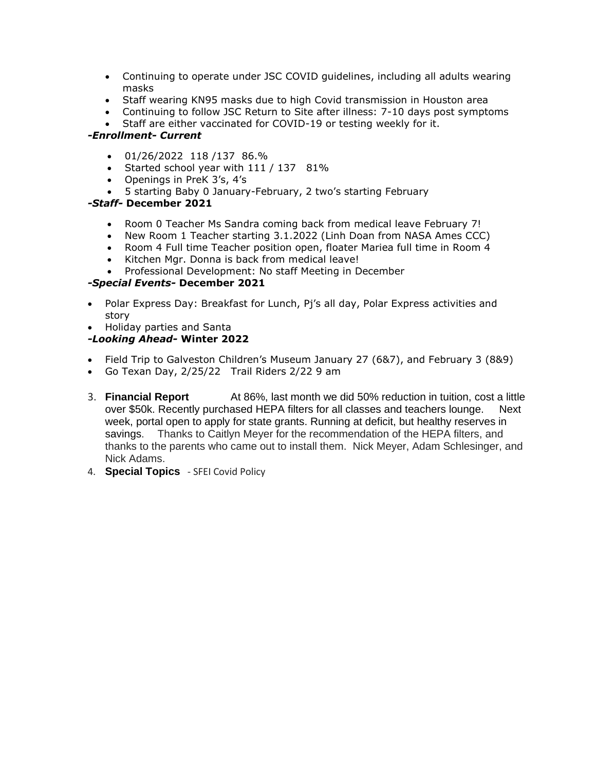- Continuing to operate under JSC COVID guidelines, including all adults wearing masks
- Staff wearing KN95 masks due to high Covid transmission in Houston area
- Continuing to follow JSC Return to Site after illness: 7-10 days post symptoms
- Staff are either vaccinated for COVID-19 or testing weekly for it.

***-Enrollment- Current***

- 01/26/2022 118 /137 86.%
- Started school year with 111 / 137 81%
- Openings in PreK 3's, 4's
- 5 starting Baby 0 January-February, 2 two's starting February

***-Staff-* December 2021**

- Room 0 Teacher Ms Sandra coming back from medical leave February 7!
- New Room 1 Teacher starting 3.1.2022 (Linh Doan from NASA Ames CCC)
- Room 4 Full time Teacher position open, floater Mariea full time in Room 4
- Kitchen Mgr. Donna is back from medical leave!
- Professional Development: No staff Meeting in December

***-Special Events-* December 2021**

- Polar Express Day: Breakfast for Lunch, Pj's all day, Polar Express activities and story
- Holiday parties and Santa

***-Looking Ahead-* Winter 2022**

- Field Trip to Galveston Children's Museum January 27 (6&7), and February 3 (8&9)
- Go Texan Day, 2/25/22 Trail Riders 2/22 9 am

3. **Financial Report** At 86%, last month we did 50% reduction in tuition, cost a little over $50k. Recently purchased HEPA filters for all classes and teachers lounge. Next week, portal open to apply for state grants. Running at deficit, but healthy reserves in savings. Thanks to Caitlyn Meyer for the recommendation of the HEPA filters, and thanks to the parents who came out to install them. Nick Meyer, Adam Schlesinger, and Nick Adams.
4. **Special Topics** - SFEI Covid Policy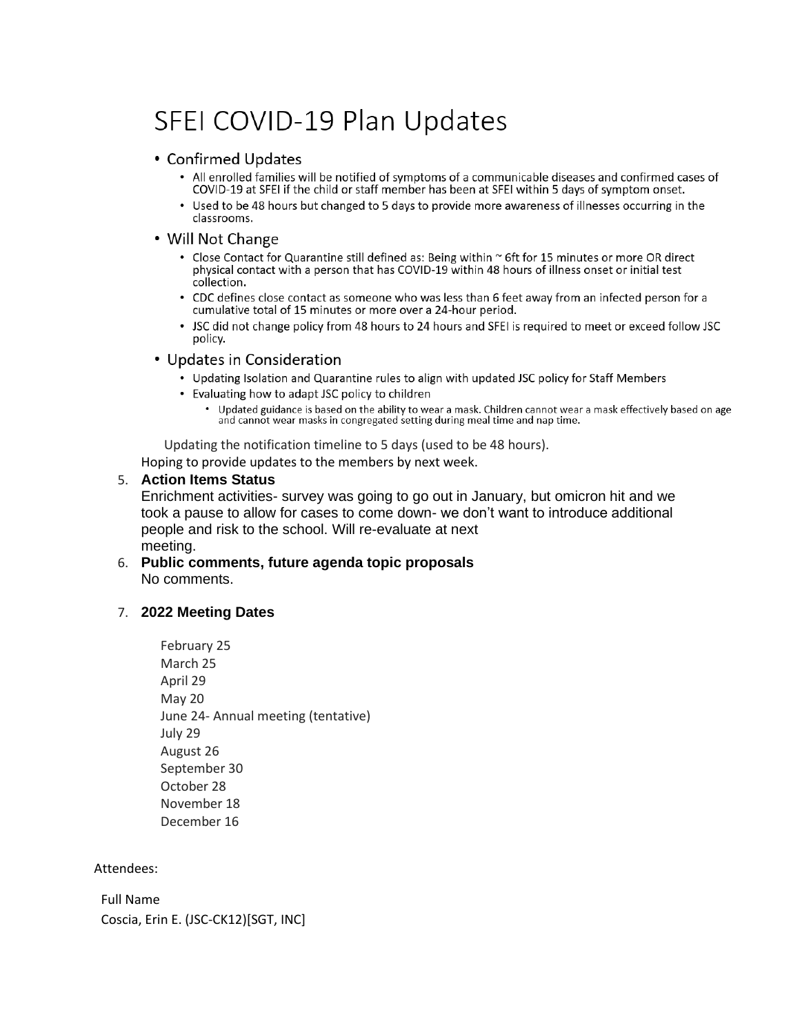# SFEI COVID-19 Plan Updates

- Confirmed Updates
  - All enrolled families will be notified of symptoms of a communicable diseases and confirmed cases of COVID-19 at SFEI if the child or staff member has been at SFEI within 5 days of symptom onset.
  - Used to be 48 hours but changed to 5 days to provide more awareness of illnesses occurring in the classrooms.
- Will Not Change
  - Close Contact for Quarantine still defined as: Being within ~ 6ft for 15 minutes or more OR direct physical contact with a person that has COVID-19 within 48 hours of illness onset or initial test collection.
  - CDC defines close contact as someone who was less than 6 feet away from an infected person for a cumulative total of 15 minutes or more over a 24-hour period.
  - JSC did not change policy from 48 hours to 24 hours and SFEI is required to meet or exceed follow JSC policy.
- Updates in Consideration
  - Updating Isolation and Quarantine rules to align with updated JSC policy for Staff Members
  - Evaluating how to adapt JSC policy to children
    - Updated guidance is based on the ability to wear a mask. Children cannot wear a mask effectively based on age and cannot wear masks in congregated setting during meal time and nap time.

Updating the notification timeline to 5 days (used to be 48 hours).

Hoping to provide updates to the members by next week.

5. **Action Items Status**

   Enrichment activities- survey was going to go out in January, but omicron hit and we took a pause to allow for cases to come down- we don't want to introduce additional people and risk to the school. Will re-evaluate at next meeting.

6. **Public comments, future agenda topic proposals**

   No comments.

7. **2022 Meeting Dates**

   February 25
   March 25
   April 29
   May 20
   June 24- Annual meeting (tentative)
   July 29
   August 26
   September 30
   October 28
   November 18
   December 16

Attendees:

Full Name
Coscia, Erin E. (JSC-CK12)[SGT, INC]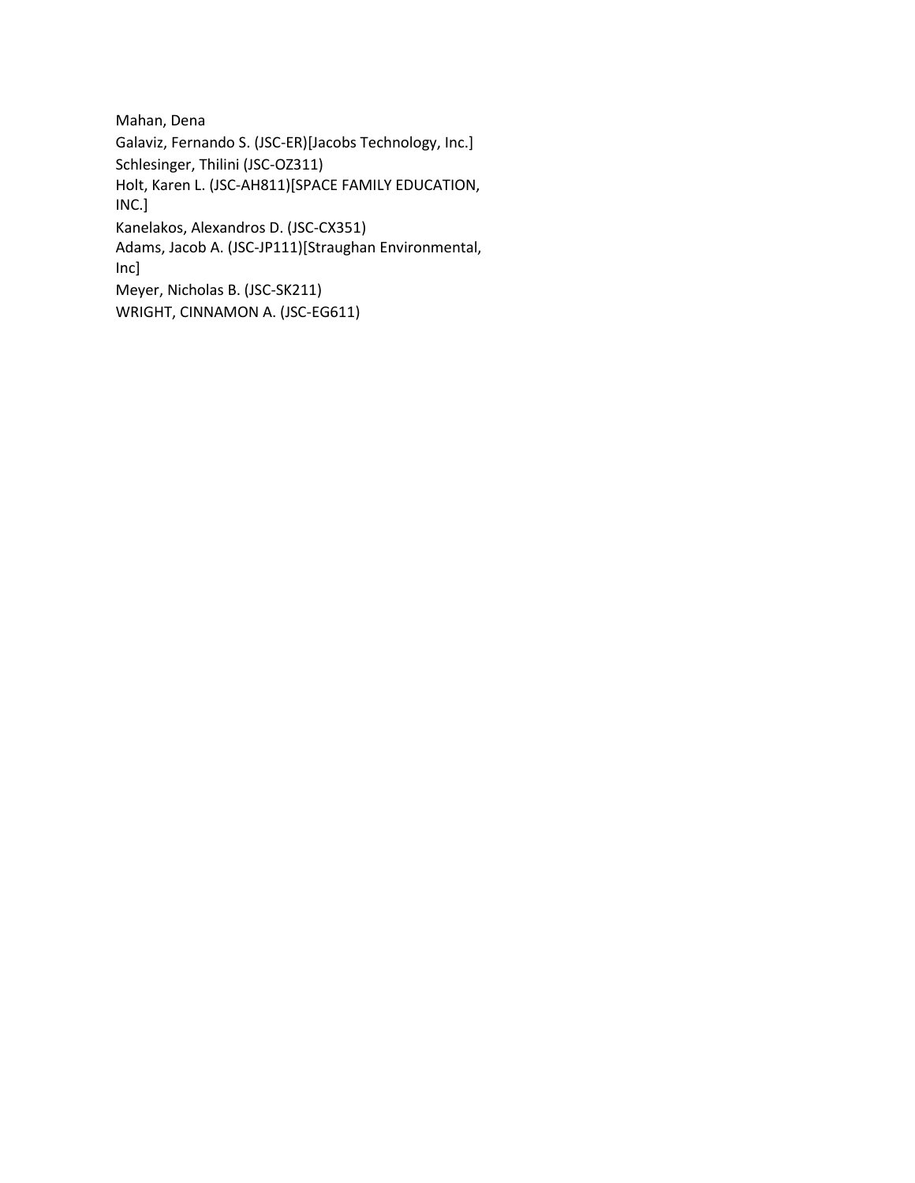Mahan, Dena
Galaviz, Fernando S. (JSC-ER)[Jacobs Technology, Inc.]
Schlesinger, Thilini (JSC-OZ311)
Holt, Karen L. (JSC-AH811)[SPACE FAMILY EDUCATION, INC.]
Kanelakos, Alexandros D. (JSC-CX351)
Adams, Jacob A. (JSC-JP111)[Straughan Environmental, Inc]
Meyer, Nicholas B. (JSC-SK211)
WRIGHT, CINNAMON A. (JSC-EG611)